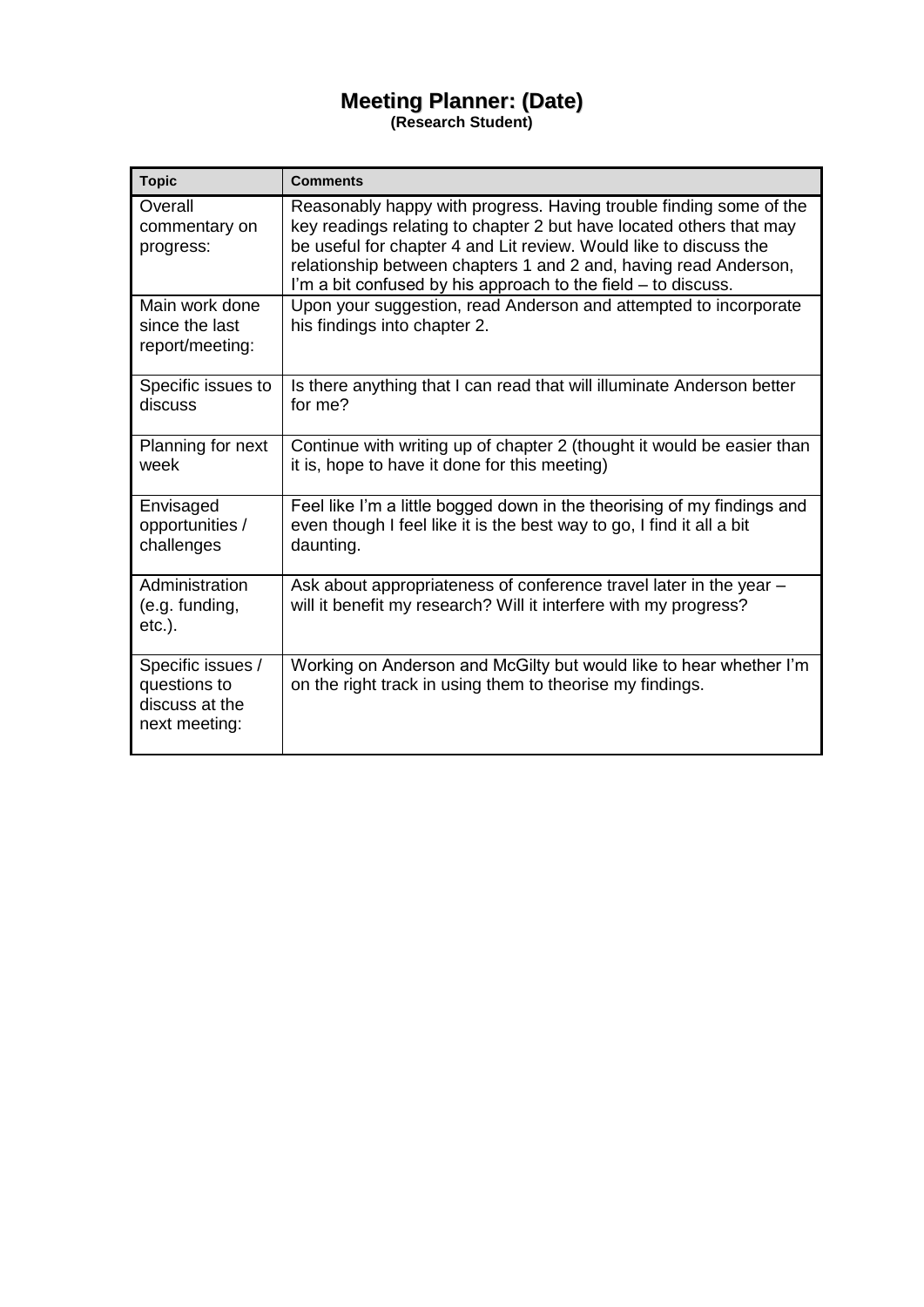# Meeting Planner: (Date)

**(Research Student)**

| **Topic** | **Comments** |
| --- | --- |
| Overall commentary on progress: | Reasonably happy with progress. Having trouble finding some of the key readings relating to chapter 2 but have located others that may be useful for chapter 4 and Lit review. Would like to discuss the relationship between chapters 1 and 2 and, having read Anderson, I'm a bit confused by his approach to the field – to discuss. |
| Main work done since the last report/meeting: | Upon your suggestion, read Anderson and attempted to incorporate his findings into chapter 2. |
| Specific issues to discuss | Is there anything that I can read that will illuminate Anderson better for me? |
| Planning for next week | Continue with writing up of chapter 2 (thought it would be easier than it is, hope to have it done for this meeting) |
| Envisaged opportunities / challenges | Feel like I'm a little bogged down in the theorising of my findings and even though I feel like it is the best way to go, I find it all a bit daunting. |
| Administration (e.g. funding, etc.). | Ask about appropriateness of conference travel later in the year – will it benefit my research? Will it interfere with my progress? |
| Specific issues / questions to discuss at the next meeting: | Working on Anderson and McGilty but would like to hear whether I'm on the right track in using them to theorise my findings. |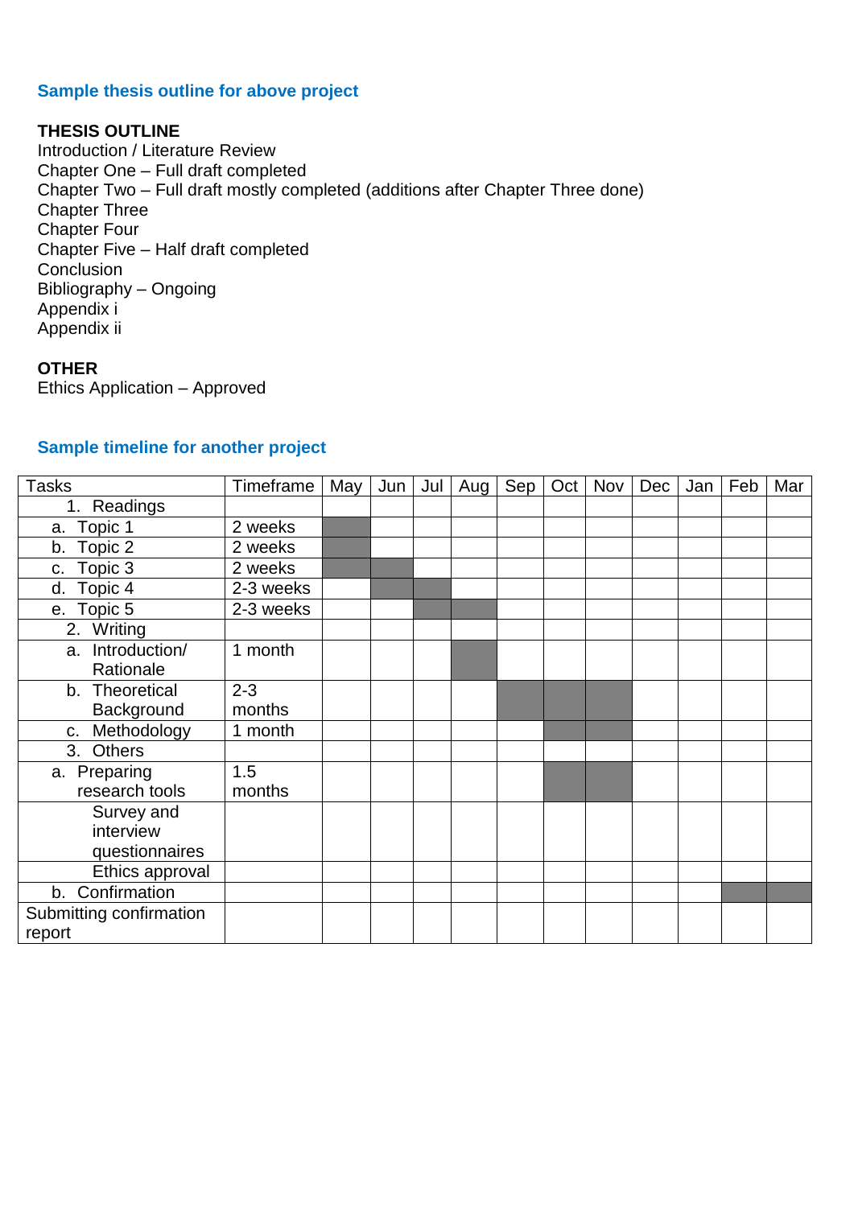### Sample thesis outline for above project

**THESIS OUTLINE**

Introduction / Literature Review
Chapter One – Full draft completed
Chapter Two – Full draft mostly completed (additions after Chapter Three done)
Chapter Three
Chapter Four
Chapter Five – Half draft completed
Conclusion
Bibliography – Ongoing
Appendix i
Appendix ii

**OTHER**

Ethics Application – Approved

### Sample timeline for another project

| Tasks | Timeframe | May | Jun | Jul | Aug | Sep | Oct | Nov | Dec | Jan | Feb | Mar |
|---|---|---|---|---|---|---|---|---|---|---|---|---|
| 1. Readings | | | | | | | | | | | | |
| a. Topic 1 | 2 weeks | | | | | | | | | | | |
| b. Topic 2 | 2 weeks | | | | | | | | | | | |
| c. Topic 3 | 2 weeks | | | | | | | | | | | |
| d. Topic 4 | 2-3 weeks | | | | | | | | | | | |
| e. Topic 5 | 2-3 weeks | | | | | | | | | | | |
| 2. Writing | | | | | | | | | | | | |
| a. Introduction/ Rationale | 1 month | | | | | | | | | | | |
| b. Theoretical Background | 2-3 months | | | | | | | | | | | |
| c. Methodology | 1 month | | | | | | | | | | | |
| 3. Others | | | | | | | | | | | | |
| a. Preparing research tools | 1.5 months | | | | | | | | | | | |
| Survey and interview questionnaires | | | | | | | | | | | | |
| Ethics approval | | | | | | | | | | | | |
| b. Confirmation | | | | | | | | | | | | |
| Submitting confirmation report | | | | | | | | | | | | |